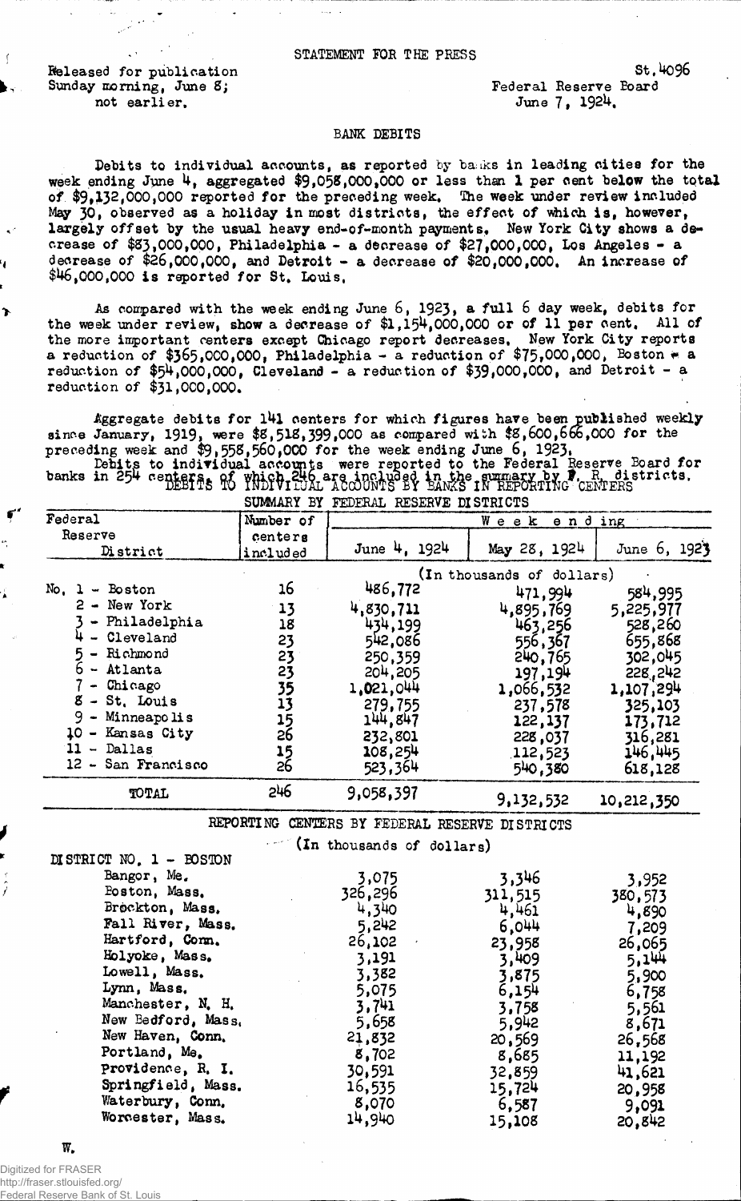STATEMENT FOR THE PRESS

Released for publication
Sunday morning, June 8;
not earlier.

St. 4096
Federal Reserve Board
June 7, 1924.

## BANK DEBITS

Debits to individual accounts, as reported by banks in leading cities for the week ending June 4, aggregated $9,058,000,000 or less than 1 per cent below the total of $9,132,000,000 reported for the preceding week. The week under review included May 30, observed as a holiday in most districts, the effect of which is, however, largely offset by the usual heavy end-of-month payments. New York City shows a decrease of $83,000,000, Philadelphia - a decrease of $27,000,000, Los Angeles - a decrease of $26,000,000, and Detroit - a decrease of $20,000,000. An increase of $46,000,000 is reported for St. Louis.

As compared with the week ending June 6, 1923, a full 6 day week, debits for the week under review, show a decrease of $1,154,000,000 or of 11 per cent. All of the more important centers except Chicago report decreases. New York City reports a reduction of $365,000,000, Philadelphia - a reduction of $75,000,000, Boston - a reduction of $54,000,000, Cleveland - a reduction of $39,000,000, and Detroit - a reduction of $31,000,000.

Aggregate debits for 141 centers for which figures have been published weekly since January, 1919, were $8,518,399,000 as compared with $8,600,666,000 for the preceding week and $9,558,560,000 for the week ending June 6, 1923.

Debits to individual accounts were reported to the Federal Reserve Board for banks in 254 centers, of which 246 are included in the summary by F. R. districts.

### DEBITS TO INDIVIDUAL ACCOUNTS BY BANKS IN REPORTING CENTERS

SUMMARY BY FEDERAL RESERVE DISTRICTS

| Federal Reserve District | Number of centers included | Week ending June 4, 1924 | Week ending May 28, 1924 | Week ending June 6, 1923 |
|---|---|---|---|---|
| | | (In thousands of dollars) | | |
| No. 1 - Boston | 16 | 486,772 | 471,994 | 584,995 |
| 2 - New York | 13 | 4,830,711 | 4,895,769 | 5,225,977 |
| 3 - Philadelphia | 18 | 434,199 | 463,256 | 528,260 |
| 4 - Cleveland | 23 | 542,086 | 556,367 | 655,868 |
| 5 - Richmond | 23 | 250,359 | 240,765 | 302,045 |
| 6 - Atlanta | 23 | 204,205 | 197,194 | 228,242 |
| 7 - Chicago | 35 | 1,021,044 | 1,066,532 | 1,107,294 |
| 8 - St. Louis | 13 | 279,755 | 237,578 | 325,103 |
| 9 - Minneapolis | 15 | 144,847 | 122,137 | 173,712 |
| 10 - Kansas City | 26 | 232,801 | 228,037 | 316,281 |
| 11 - Dallas | 15 | 108,254 | 112,523 | 146,445 |
| 12 - San Francisco | 26 | 523,364 | 540,380 | 618,128 |
| TOTAL | 246 | 9,058,397 | 9,132,532 | 10,212,350 |

REPORTING CENTERS BY FEDERAL RESERVE DISTRICTS

(In thousands of dollars)

| DISTRICT NO. 1 - BOSTON | June 4, 1924 | May 28, 1924 | June 6, 1923 |
|---|---|---|---|
| Bangor, Me. | 3,075 | 3,346 | 3,952 |
| Boston, Mass. | 326,296 | 311,515 | 380,573 |
| Brockton, Mass. | 4,340 | 4,461 | 4,890 |
| Fall River, Mass. | 5,242 | 6,044 | 7,209 |
| Hartford, Conn. | 26,102 | 23,958 | 26,065 |
| Holyoke, Mass. | 3,191 | 3,409 | 5,144 |
| Lowell, Mass. | 3,382 | 3,875 | 5,900 |
| Lynn, Mass. | 5,075 | 6,154 | 6,758 |
| Manchester, N. H. | 3,741 | 3,758 | 5,561 |
| New Bedford, Mass. | 5,658 | 5,942 | 8,671 |
| New Haven, Conn. | 21,832 | 20,569 | 26,568 |
| Portland, Me. | 8,702 | 8,685 | 11,192 |
| Providence, R. I. | 30,591 | 32,859 | 41,621 |
| Springfield, Mass. | 16,535 | 15,724 | 20,958 |
| Waterbury, Conn. | 8,070 | 6,587 | 9,091 |
| Worcester, Mass. | 14,940 | 15,108 | 20,842 |

W.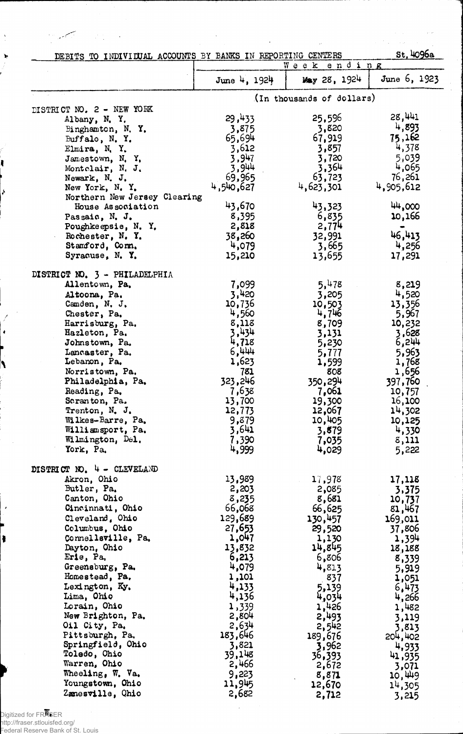## DEBITS TO INDIVIDUAL ACCOUNTS BY BANKS IN REPORTING CENTERS

St. 4096a

| | Week ending | | |
|---|---|---|---|
| | June 4, 1924 | May 28, 1924 | June 6, 1923 |
| | (In thousands of dollars) | | |
| **DISTRICT NO. 2 - NEW YORK** | | | |
| Albany, N. Y. | 29,433 | 25,596 | 28,441 |
| Binghamton, N. Y. | 3,875 | 3,820 | 4,893 |
| Buffalo, N. Y. | 65,694 | 67,919 | 75,162 |
| Elmira, N. Y. | 3,612 | 3,857 | 4,378 |
| Jamestown, N. Y. | 3,947 | 3,720 | 5,039 |
| Montclair, N. J. | 3,944 | 3,364 | 4,065 |
| Newark, N. J. | 69,965 | 63,723 | 76,261 |
| New York, N. Y. | 4,540,627 | 4,623,301 | 4,905,612 |
| Northern New Jersey Clearing House Association | 43,670 | 43,323 | 44,000 |
| Passaic, N. J. | 8,395 | 6,835 | 10,166 |
| Poughkeepsie, N. Y. | 2,818 | 2,774 | - |
| Rochester, N. Y. | 38,260 | 32,991 | 46,413 |
| Stamford, Conn. | 4,079 | 3,665 | 4,256 |
| Syracuse, N. Y. | 15,210 | 13,655 | 17,291 |
| **DISTRICT NO. 3 - PHILADELPHIA** | | | |
| Allentown, Pa. | 7,099 | 5,478 | 8,219 |
| Altoona, Pa. | 3,420 | 3,205 | 4,520 |
| Camden, N. J. | 10,736 | 10,503 | 13,356 |
| Chester, Pa. | 4,560 | 4,746 | 5,967 |
| Harrisburg, Pa. | 8,118 | 8,709 | 10,232 |
| Hazleton, Pa. | 3,434 | 3,131 | 3,628 |
| Johnstown, Pa. | 4,718 | 5,230 | 6,244 |
| Lancaster, Pa. | 6,444 | 5,777 | 5,963 |
| Lebanon, Pa. | 1,623 | 1,599 | 1,768 |
| Norristown, Pa. | 781 | 808 | 1,656 |
| Philadelphia, Pa. | 323,246 | 350,294 | 397,760 |
| Reading, Pa. | 7,638 | 7,061 | 10,757 |
| Scranton, Pa. | 13,700 | 19,300 | 16,100 |
| Trenton, N. J. | 12,773 | 12,067 | 14,302 |
| Wilkes-Barre, Pa. | 9,879 | 10,405 | 10,125 |
| Williamsport, Pa. | 3,641 | 3,879 | 4,330 |
| Wilmington, Del. | 7,390 | 7,035 | 8,111 |
| York, Pa. | 4,999 | 4,029 | 5,222 |
| **DISTRICT NO. 4 - CLEVELAND** | | | |
| Akron, Ohio | 13,989 | 17,978 | 17,118 |
| Butler, Pa. | 2,203 | 2,085 | 3,375 |
| Canton, Ohio | 8,235 | 8,681 | 10,737 |
| Cincinnati, Ohio | 66,068 | 66,625 | 81,467 |
| Cleveland, Ohio | 129,689 | 130,457 | 169,011 |
| Columbus, Ohio | 27,653 | 29,520 | 37,806 |
| Connellsville, Pa. | 1,047 | 1,130 | 1,394 |
| Dayton, Ohio | 13,832 | 14,845 | 18,188 |
| Erie, Pa. | 6,213 | 6,806 | 8,339 |
| Greensburg, Pa. | 4,079 | 4,813 | 5,919 |
| Homestead, Pa. | 1,101 | 837 | 1,051 |
| Lexington, Ky. | 4,133 | 5,139 | 6,473 |
| Lima, Ohio | 4,136 | 4,034 | 4,266 |
| Lorain, Ohio | 1,339 | 1,426 | 1,482 |
| New Brighton, Pa. | 2,804 | 2,493 | 3,119 |
| Oil City, Pa. | 2,634 | 2,542 | 3,813 |
| Pittsburgh, Pa. | 183,646 | 189,676 | 204,402 |
| Springfield, Ohio | 3,821 | 3,962 | 4,933 |
| Toledo, Ohio | 39,148 | 36,393 | 41,935 |
| Warren, Ohio | 2,466 | 2,672 | 3,071 |
| Wheeling, W. Va. | 9,223 | 8,871 | 10,449 |
| Youngstown, Ohio | 11,945 | 12,670 | 14,305 |
| Zanesville, Ohio | 2,682 | 2,712 | 3,215 |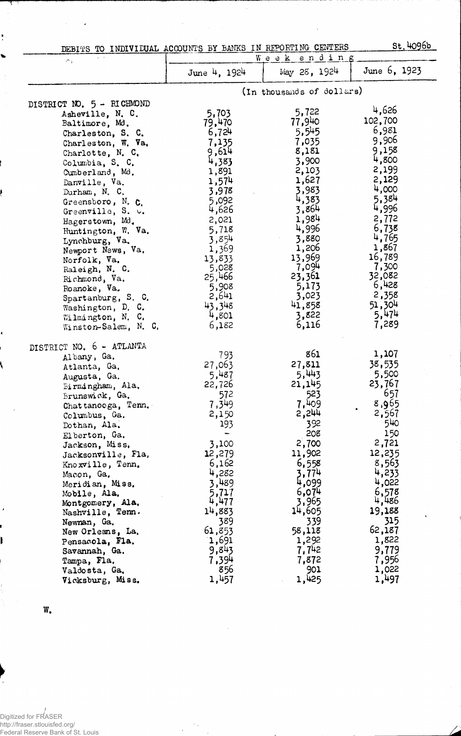St. 4096b

## DEBITS TO INDIVIDUAL ACCOUNTS BY BANKS IN REPORTING CENTERS

| | Week ending | | |
|---|---|---|---|
| | June 4, 1924 | May 28, 1924 | June 6, 1923 |
| | (In thousands of dollars) | | |
| **DISTRICT NO. 5 - RICHMOND** | | | |
| Asheville, N. C. | 5,703 | 5,722 | 4,626 |
| Baltimore, Md. | 79,470 | 77,940 | 102,700 |
| Charleston, S. C. | 6,724 | 5,545 | 6,981 |
| Charleston, W. Va. | 7,135 | 7,035 | 9,906 |
| Charlotte, N. C. | 9,614 | 8,181 | 9,158 |
| Columbia, S. C. | 4,383 | 3,900 | 4,800 |
| Cumberland, Md. | 1,891 | 2,103 | 2,199 |
| Danville, Va. | 1,574 | 1,627 | 2,129 |
| Durham, N. C. | 3,978 | 3,983 | 4,000 |
| Greensboro, N. C. | 5,092 | 4,383 | 5,384 |
| Greenville, S. C. | 4,626 | 3,864 | 4,996 |
| Hagerstown, Md. | 2,021 | 1,984 | 2,772 |
| Huntington, W. Va. | 5,718 | 4,996 | 6,738 |
| Lynchburg, Va. | 3,854 | 3,880 | 4,765 |
| Newport News, Va. | 1,369 | 1,206 | 1,867 |
| Norfolk, Va. | 13,833 | 13,969 | 16,789 |
| Raleigh, N. C. | 5,028 | 7,094 | 7,300 |
| Richmond, Va. | 25,466 | 23,361 | 32,082 |
| Roanoke, Va. | 5,908 | 5,173 | 6,428 |
| Spartanburg, S. C. | 2,641 | 3,023 | 2,358 |
| Washington, D. C. | 43,348 | 41,858 | 51,304 |
| Wilmington, N. C. | 4,801 | 3,822 | 5,474 |
| Winston-Salem, N. C. | 6,182 | 6,116 | 7,289 |
| **DISTRICT NO. 6 - ATLANTA** | | | |
| Albany, Ga. | 793 | 861 | 1,107 |
| Atlanta, Ga. | 27,063 | 27,811 | 38,535 |
| Augusta, Ga. | 5,487 | 5,443 | 5,500 |
| Birmingham, Ala. | 22,726 | 21,145 | 23,767 |
| Brunswick, Ga. | 572 | 523 | 657 |
| Chattanooga, Tenn. | 7,349 | 7,409 | 8,965 |
| Columbus, Ga. | 2,150 | 2,244 | 2,567 |
| Dothan, Ala. | 193 | 392 | 540 |
| Elberton, Ga. | - | 208 | 150 |
| Jackson, Miss. | 3,100 | 2,700 | 2,721 |
| Jacksonville, Fla. | 12,279 | 11,902 | 12,235 |
| Knoxville, Tenn. | 6,162 | 6,558 | 8,563 |
| Macon, Ga. | 4,282 | 3,774 | 4,233 |
| Meridian, Miss. | 3,489 | 4,099 | 4,022 |
| Mobile, Ala. | 5,717 | 6,074 | 6,578 |
| Montgomery, Ala. | 4,477 | 3,965 | 4,486 |
| Nashville, Tenn. | 14,883 | 14,605 | 19,188 |
| Newnan, Ga. | 389 | 339 | 315 |
| New Orleans, La. | 61,853 | 58,118 | 62,187 |
| Pensacola, Fla. | 1,691 | 1,292 | 1,822 |
| Savannah, Ga. | 9,843 | 7,742 | 9,779 |
| Tampa, Fla. | 7,394 | 7,872 | 7,956 |
| Valdosta, Ga. | 856 | 901 | 1,022 |
| Vicksburg, Miss. | 1,457 | 1,425 | 1,497 |

W.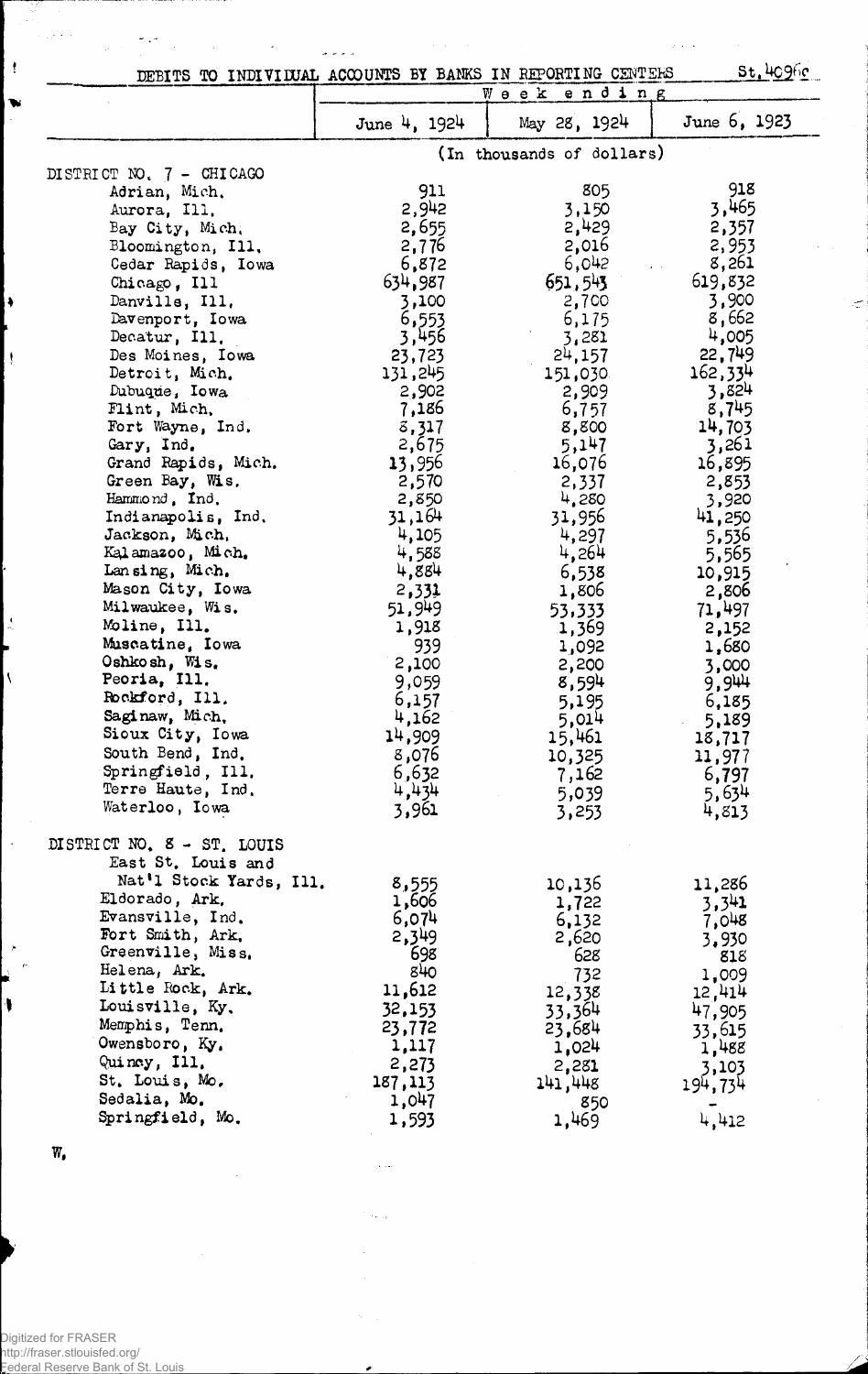## DEBITS TO INDIVIDUAL ACCOUNTS BY BANKS IN REPORTING CENTERS

St. 4096c

| | Week ending | | |
|---|---|---|---|
| | June 4, 1924 | May 28, 1924 | June 6, 1923 |
| | (In thousands of dollars) | | |
| **DISTRICT NO. 7 - CHICAGO** | | | |
| Adrian, Mich. | 911 | 805 | 918 |
| Aurora, Ill. | 2,942 | 3,150 | 3,465 |
| Bay City, Mich. | 2,655 | 2,429 | 2,357 |
| Bloomington, Ill. | 2,776 | 2,016 | 2,953 |
| Cedar Rapids, Iowa | 6,872 | 6,042 | 8,261 |
| Chicago, Ill | 634,987 | 651,543 | 619,832 |
| Danville, Ill. | 3,100 | 2,700 | 3,900 |
| Davenport, Iowa | 6,553 | 6,175 | 8,662 |
| Decatur, Ill. | 3,456 | 3,281 | 4,005 |
| Des Moines, Iowa | 23,723 | 24,157 | 22,749 |
| Detroit, Mich. | 131,245 | 151,030 | 162,334 |
| Dubuque, Iowa | 2,902 | 2,909 | 3,824 |
| Flint, Mich. | 7,186 | 6,757 | 8,745 |
| Fort Wayne, Ind. | 8,317 | 8,800 | 14,703 |
| Gary, Ind. | 2,675 | 5,147 | 3,261 |
| Grand Rapids, Mich. | 13,956 | 16,076 | 16,895 |
| Green Bay, Wis. | 2,570 | 2,337 | 2,853 |
| Hammond, Ind. | 2,850 | 4,280 | 3,920 |
| Indianapolis, Ind. | 31,164 | 31,956 | 41,250 |
| Jackson, Mich. | 4,105 | 4,297 | 5,536 |
| Kalamazoo, Mich. | 4,588 | 4,264 | 5,565 |
| Lansing, Mich. | 4,884 | 6,538 | 10,915 |
| Mason City, Iowa | 2,331 | 1,806 | 2,806 |
| Milwaukee, Wis. | 51,949 | 53,333 | 71,497 |
| Moline, Ill. | 1,918 | 1,369 | 2,152 |
| Muscatine, Iowa | 939 | 1,092 | 1,680 |
| Oshkosh, Wis. | 2,100 | 2,200 | 3,000 |
| Peoria, Ill. | 9,059 | 8,594 | 9,944 |
| Rockford, Ill. | 6,157 | 5,195 | 6,185 |
| Saginaw, Mich. | 4,162 | 5,014 | 5,189 |
| Sioux City, Iowa | 14,909 | 15,461 | 18,717 |
| South Bend, Ind. | 8,076 | 10,325 | 11,977 |
| Springfield, Ill. | 6,632 | 7,162 | 6,797 |
| Terre Haute, Ind. | 4,434 | 5,039 | 5,634 |
| Waterloo, Iowa | 3,961 | 3,253 | 4,813 |
| **DISTRICT NO. 8 - ST. LOUIS** | | | |
| East St. Louis and Nat'l Stock Yards, Ill. | 8,555 | 10,136 | 11,286 |
| Eldorado, Ark. | 1,606 | 1,722 | 3,341 |
| Evansville, Ind. | 6,074 | 6,132 | 7,048 |
| Fort Smith, Ark. | 2,349 | 2,620 | 3,930 |
| Greenville, Miss. | 698 | 628 | 818 |
| Helena, Ark. | 840 | 732 | 1,009 |
| Little Rock, Ark. | 11,612 | 12,338 | 12,414 |
| Louisville, Ky. | 32,153 | 33,364 | 47,905 |
| Memphis, Tenn. | 23,772 | 23,684 | 33,615 |
| Owensboro, Ky. | 1,117 | 1,024 | 1,488 |
| Quincy, Ill. | 2,273 | 2,281 | 3,103 |
| St. Louis, Mo. | 187,113 | 141,448 | 194,734 |
| Sedalia, Mo. | 1,047 | 850 | - |
| Springfield, Mo. | 1,593 | 1,469 | 4,412 |

W.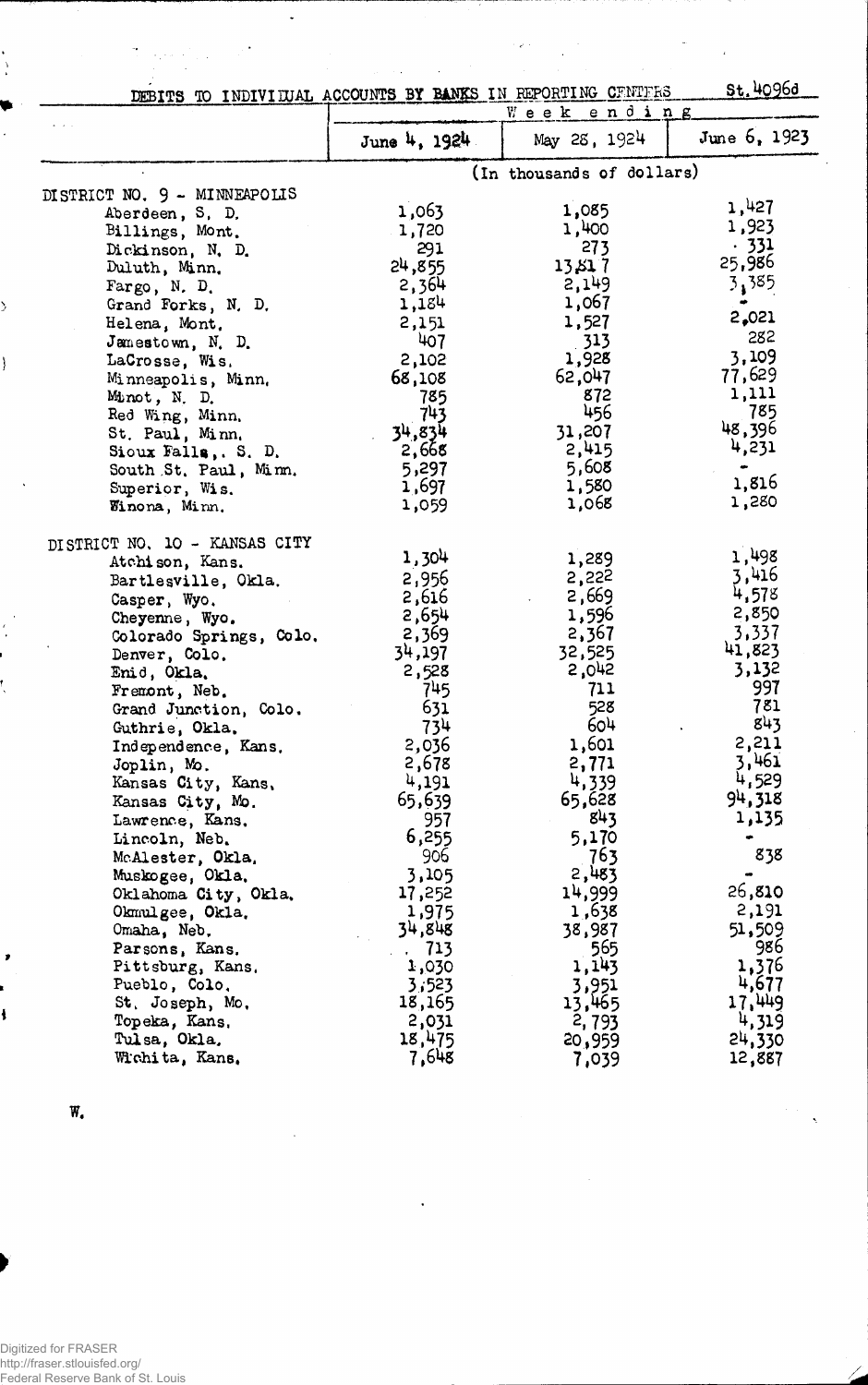DEBITS TO INDIVIDUAL ACCOUNTS BY BANKS IN REPORTING CENTERS St. 4096d

| | Week ending | | |
|---|---|---|---|
| | June 4, 1924 | May 28, 1924 | June 6, 1923 |
| | (In thousands of dollars) | | |
| **DISTRICT NO. 9 - MINNEAPOLIS** | | | |
| Aberdeen, S. D. | 1,063 | 1,085 | 1,427 |
| Billings, Mont. | 1,720 | 1,400 | 1,923 |
| Dickinson, N. D. | 291 | 273 | 331 |
| Duluth, Minn. | 24,855 | 13,817 | 25,986 |
| Fargo, N. D. | 2,364 | 2,149 | 3,385 |
| Grand Forks, N. D. | 1,184 | 1,067 | - |
| Helena, Mont. | 2,151 | 1,527 | 2,021 |
| Jamestown, N. D. | 407 | 313 | 282 |
| LaCrosse, Wis. | 2,102 | 1,928 | 3,109 |
| Minneapolis, Minn. | 68,108 | 62,047 | 77,629 |
| Minot, N. D. | 785 | 872 | 1,111 |
| Red Wing, Minn. | 743 | 456 | 785 |
| St. Paul, Minn. | 34,834 | 31,207 | 48,396 |
| Sioux Falls, S. D. | 2,668 | 2,415 | 4,231 |
| South St. Paul, Minn. | 5,297 | 5,608 | - |
| Superior, Wis. | 1,697 | 1,580 | 1,816 |
| Winona, Minn. | 1,059 | 1,068 | 1,280 |
| **DISTRICT NO. 10 - KANSAS CITY** | | | |
| Atchison, Kans. | 1,304 | 1,289 | 1,498 |
| Bartlesville, Okla. | 2,956 | 2,222 | 3,416 |
| Casper, Wyo. | 2,616 | 2,669 | 4,578 |
| Cheyenne, Wyo. | 2,654 | 1,596 | 2,850 |
| Colorado Springs, Colo. | 2,369 | 2,367 | 3,337 |
| Denver, Colo. | 34,197 | 32,525 | 41,823 |
| Enid, Okla. | 2,528 | 2,042 | 3,132 |
| Fremont, Neb. | 745 | 711 | 997 |
| Grand Junction, Colo. | 631 | 528 | 781 |
| Guthrie, Okla. | 734 | 604 | 843 |
| Independence, Kans. | 2,036 | 1,601 | 2,211 |
| Joplin, Mo. | 2,678 | 2,771 | 3,461 |
| Kansas City, Kans. | 4,191 | 4,339 | 4,529 |
| Kansas City, Mo. | 65,639 | 65,628 | 94,318 |
| Lawrence, Kans. | 957 | 843 | 1,135 |
| Lincoln, Neb. | 6,255 | 5,170 | - |
| McAlester, Okla. | 906 | 763 | 838 |
| Muskogee, Okla. | 3,105 | 2,483 | - |
| Oklahoma City, Okla. | 17,252 | 14,999 | 26,810 |
| Okmulgee, Okla. | 1,975 | 1,638 | 2,191 |
| Omaha, Neb. | 34,848 | 38,987 | 51,509 |
| Parsons, Kans. | 713 | 565 | 986 |
| Pittsburg, Kans. | 1,030 | 1,143 | 1,376 |
| Pueblo, Colo. | 3,523 | 3,951 | 4,677 |
| St. Joseph, Mo. | 18,165 | 13,465 | 17,449 |
| Topeka, Kans. | 2,031 | 2,793 | 4,319 |
| Tulsa, Okla. | 18,475 | 20,959 | 24,330 |
| Wichita, Kans. | 7,648 | 7,039 | 12,887 |

W.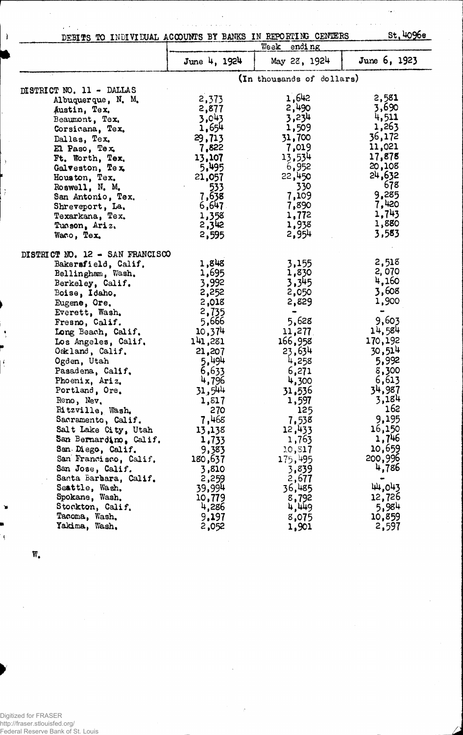St. 4096e

# DEBITS TO INDIVIDUAL ACCOUNTS BY BANKS IN REPORTING CENTERS

| | Week ending | | |
|---|---|---|---|
| | June 4, 1924 | May 28, 1924 | June 6, 1923 |
| | (In thousands of dollars) | | |
| **DISTRICT NO. 11 - DALLAS** | | | |
| Albuquerque, N. M. | 2,373 | 1,642 | 2,581 |
| Austin, Tex. | 2,877 | 2,490 | 3,690 |
| Beaumont, Tex. | 3,043 | 3,234 | 4,511 |
| Corsicana, Tex. | 1,654 | 1,509 | 1,263 |
| Dallas, Tex. | 29,713 | 31,700 | 36,172 |
| El Paso, Tex. | 7,822 | 7,019 | 11,021 |
| Ft. Worth, Tex. | 13,107 | 13,534 | 17,878 |
| Galveston, Tex. | 5,495 | 6,952 | 20,108 |
| Houston, Tex. | 21,057 | 22,450 | 24,632 |
| Roswell, N. M. | 533 | 330 | 678 |
| San Antonio, Tex. | 7,638 | 7,109 | 9,285 |
| Shreveport, La. | 6,647 | 7,890 | 7,420 |
| Texarkana, Tex. | 1,358 | 1,772 | 1,743 |
| Tucson, Ariz. | 2,342 | 1,938 | 1,880 |
| Waco, Tex. | 2,595 | 2,954 | 3,583 |
| **DISTRICT NO. 12 - SAN FRANCISCO** | | | |
| Bakersfield, Calif. | 1,848 | 3,155 | 2,518 |
| Bellingham, Wash. | 1,695 | 1,830 | 2,070 |
| Berkeley, Calif. | 3,992 | 3,345 | 4,160 |
| Boise, Idaho. | 2,252 | 2,050 | 3,608 |
| Eugene, Ore. | 2,018 | 2,829 | 1,900 |
| Everett, Wash. | 2,735 | - | - |
| Fresno, Calif. | 5,666 | 5,628 | 9,603 |
| Long Beach, Calif. | 10,374 | 11,277 | 14,584 |
| Los Angeles, Calif. | 141,281 | 166,958 | 170,192 |
| Oakland, Calif. | 21,207 | 23,634 | 30,514 |
| Ogden, Utah | 5,494 | 4,258 | 5,992 |
| Pasadena, Calif. | 6,633 | 6,271 | 8,300 |
| Phoenix, Ariz. | 4,796 | 4,300 | 6,613 |
| Portland, Ore. | 31,544 | 31,536 | 34,987 |
| Reno, Nev. | 1,817 | 1,597 | 3,184 |
| Ritzville, Wash. | 270 | 125 | 162 |
| Sacramento, Calif. | 7,468 | 7,538 | 9,195 |
| Salt Lake City, Utah | 13,138 | 12,433 | 16,150 |
| San Bernardino, Calif. | 1,733 | 1,763 | 1,746 |
| San Diego, Calif. | 9,383 | 10,817 | 10,659 |
| San Francisco, Calif. | 180,637 | 175,495 | 200,996 |
| San Jose, Calif. | 3,810 | 3,839 | 4,786 |
| Santa Barbara, Calif. | 2,259 | 2,677 | - |
| Seattle, Wash. | 39,994 | 36,485 | 44,043 |
| Spokane, Wash. | 10,779 | 8,792 | 12,726 |
| Stockton, Calif. | 4,286 | 4,449 | 5,984 |
| Tacoma, Wash. | 9,197 | 8,075 | 10,859 |
| Yakima, Wash. | 2,052 | 1,901 | 2,597 |

W.